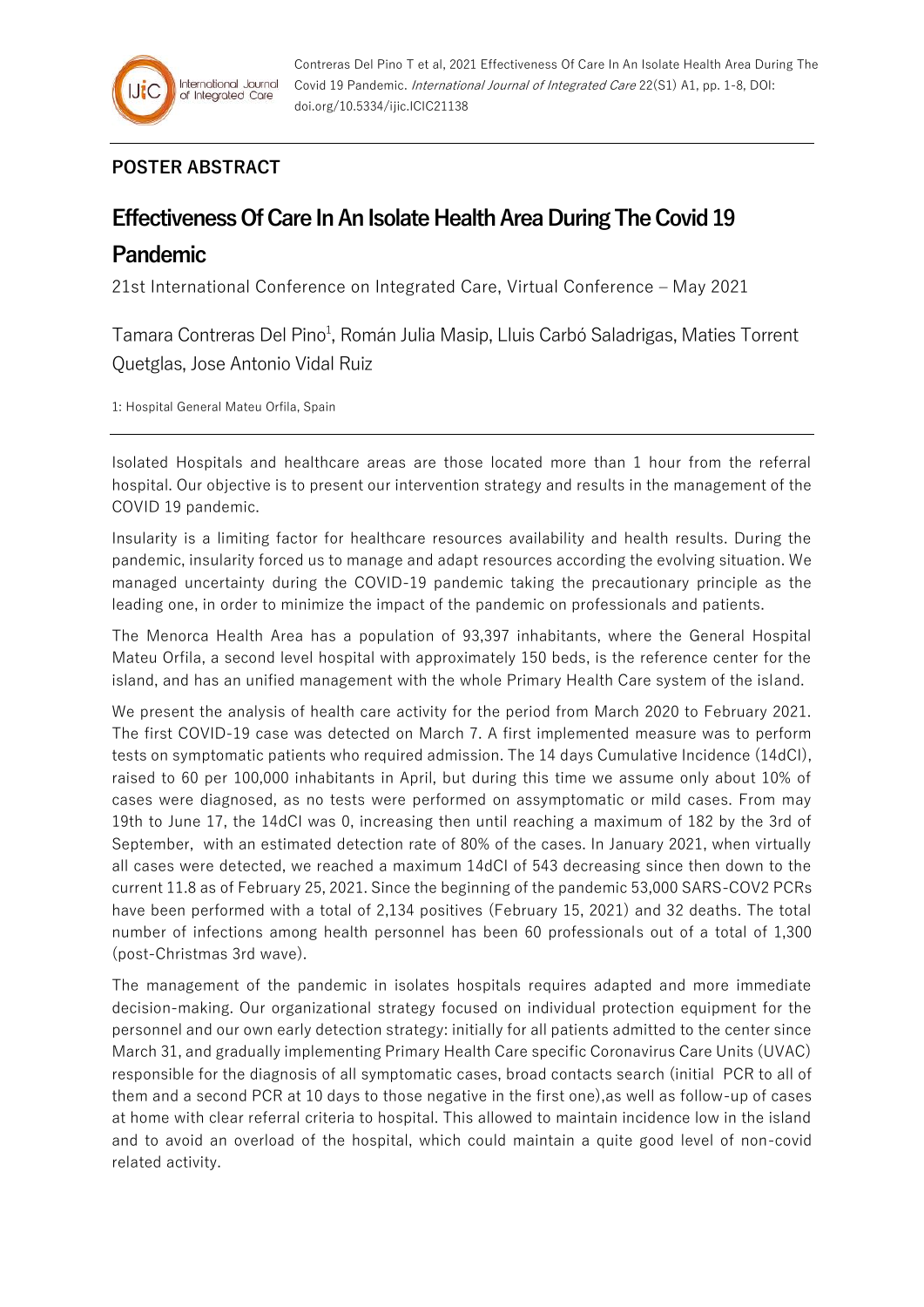**POSTER ABSTRACT**

# Effectiveness Of Care In An Isolate Health Area During The Covid 19 Pandemic

21st International Conference on Integrated Care, Virtual Conference – May 2021

Tamara Contreras Del Pino[1], Román Julia Masip, Lluis Carbó Saladrigas, Maties Torrent Quetglas, Jose Antonio Vidal Ruiz

1: Hospital General Mateu Orfila, Spain

Isolated Hospitals and healthcare areas are those located more than 1 hour from the referral hospital. Our objective is to present our intervention strategy and results in the management of the COVID 19 pandemic.

Insularity is a limiting factor for healthcare resources availability and health results. During the pandemic, insularity forced us to manage and adapt resources according the evolving situation. We managed uncertainty during the COVID-19 pandemic taking the precautionary principle as the leading one, in order to minimize the impact of the pandemic on professionals and patients.

The Menorca Health Area has a population of 93,397 inhabitants, where the General Hospital Mateu Orfila, a second level hospital with approximately 150 beds, is the reference center for the island, and has an unified management with the whole Primary Health Care system of the island.

We present the analysis of health care activity for the period from March 2020 to February 2021. The first COVID-19 case was detected on March 7. A first implemented measure was to perform tests on symptomatic patients who required admission. The 14 days Cumulative Incidence (14dCI), raised to 60 per 100,000 inhabitants in April, but during this time we assume only about 10% of cases were diagnosed, as no tests were performed on assymptomatic or mild cases. From may 19th to June 17, the 14dCI was 0, increasing then until reaching a maximum of 182 by the 3rd of September, with an estimated detection rate of 80% of the cases. In January 2021, when virtually all cases were detected, we reached a maximum 14dCI of 543 decreasing since then down to the current 11.8 as of February 25, 2021. Since the beginning of the pandemic 53,000 SARS-COV2 PCRs have been performed with a total of 2,134 positives (February 15, 2021) and 32 deaths. The total number of infections among health personnel has been 60 professionals out of a total of 1,300 (post-Christmas 3rd wave).

The management of the pandemic in isolates hospitals requires adapted and more immediate decision-making. Our organizational strategy focused on individual protection equipment for the personnel and our own early detection strategy: initially for all patients admitted to the center since March 31, and gradually implementing Primary Health Care specific Coronavirus Care Units (UVAC) responsible for the diagnosis of all symptomatic cases, broad contacts search (initial PCR to all of them and a second PCR at 10 days to those negative in the first one),as well as follow-up of cases at home with clear referral criteria to hospital. This allowed to maintain incidence low in the island and to avoid an overload of the hospital, which could maintain a quite good level of non-covid related activity.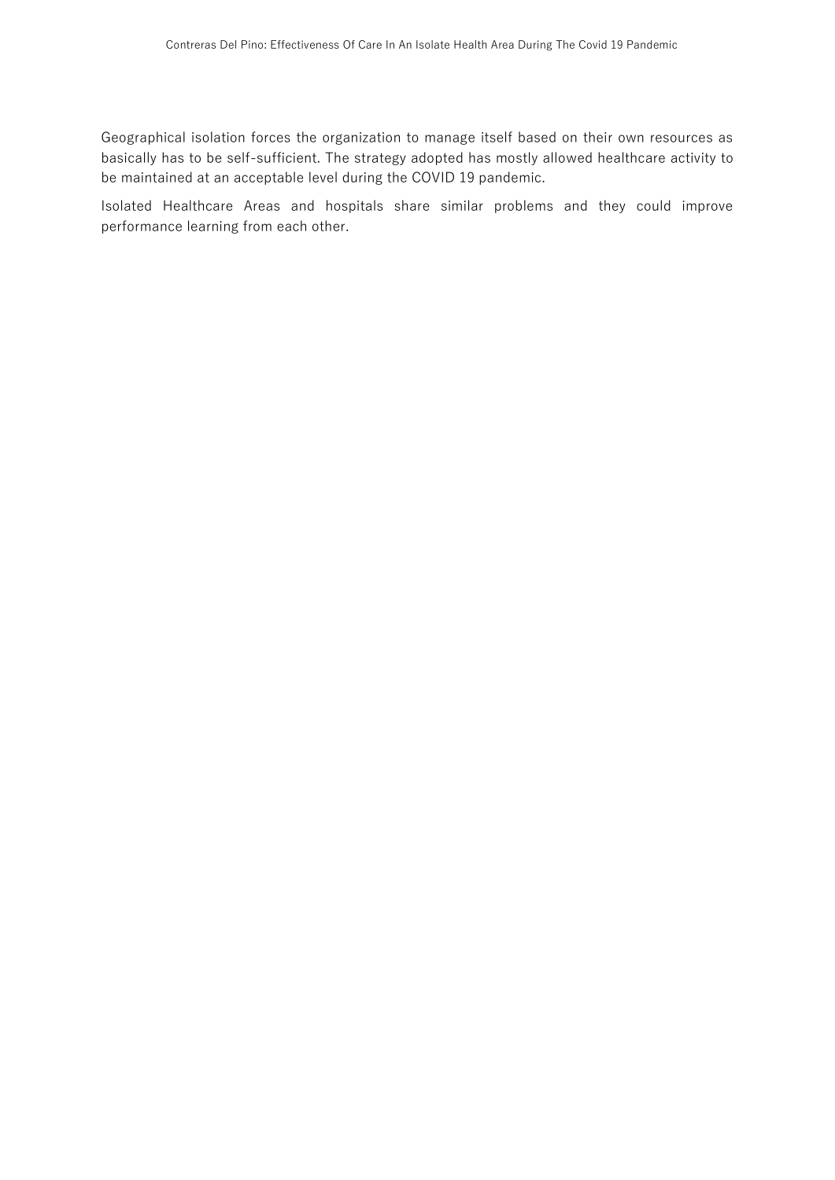Geographical isolation forces the organization to manage itself based on their own resources as basically has to be self-sufficient. The strategy adopted has mostly allowed healthcare activity to be maintained at an acceptable level during the COVID 19 pandemic.

Isolated Healthcare Areas and hospitals share similar problems and they could improve performance learning from each other.